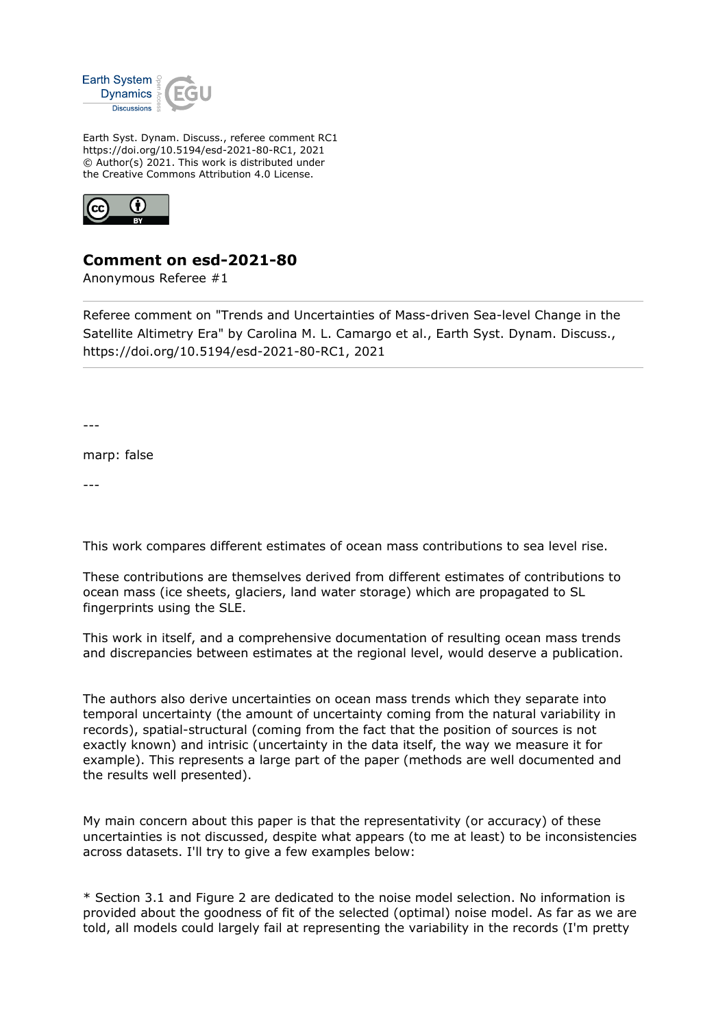Earth Syst. Dynam. Discuss., referee comment RC1
https://doi.org/10.5194/esd-2021-80-RC1, 2021
© Author(s) 2021. This work is distributed under
the Creative Commons Attribution 4.0 License.

## Comment on esd-2021-80

Anonymous Referee #1

Referee comment on "Trends and Uncertainties of Mass-driven Sea-level Change in the Satellite Altimetry Era" by Carolina M. L. Camargo et al., Earth Syst. Dynam. Discuss., https://doi.org/10.5194/esd-2021-80-RC1, 2021

---

marp: false

---

This work compares different estimates of ocean mass contributions to sea level rise.

These contributions are themselves derived from different estimates of contributions to ocean mass (ice sheets, glaciers, land water storage) which are propagated to SL fingerprints using the SLE.

This work in itself, and a comprehensive documentation of resulting ocean mass trends and discrepancies between estimates at the regional level, would deserve a publication.

The authors also derive uncertainties on ocean mass trends which they separate into temporal uncertainty (the amount of uncertainty coming from the natural variability in records), spatial-structural (coming from the fact that the position of sources is not exactly known) and intrisic (uncertainty in the data itself, the way we measure it for example). This represents a large part of the paper (methods are well documented and the results well presented).

My main concern about this paper is that the representativity (or accuracy) of these uncertainties is not discussed, despite what appears (to me at least) to be inconsistencies across datasets. I'll try to give a few examples below:

* Section 3.1 and Figure 2 are dedicated to the noise model selection. No information is provided about the goodness of fit of the selected (optimal) noise model. As far as we are told, all models could largely fail at representing the variability in the records (I'm pretty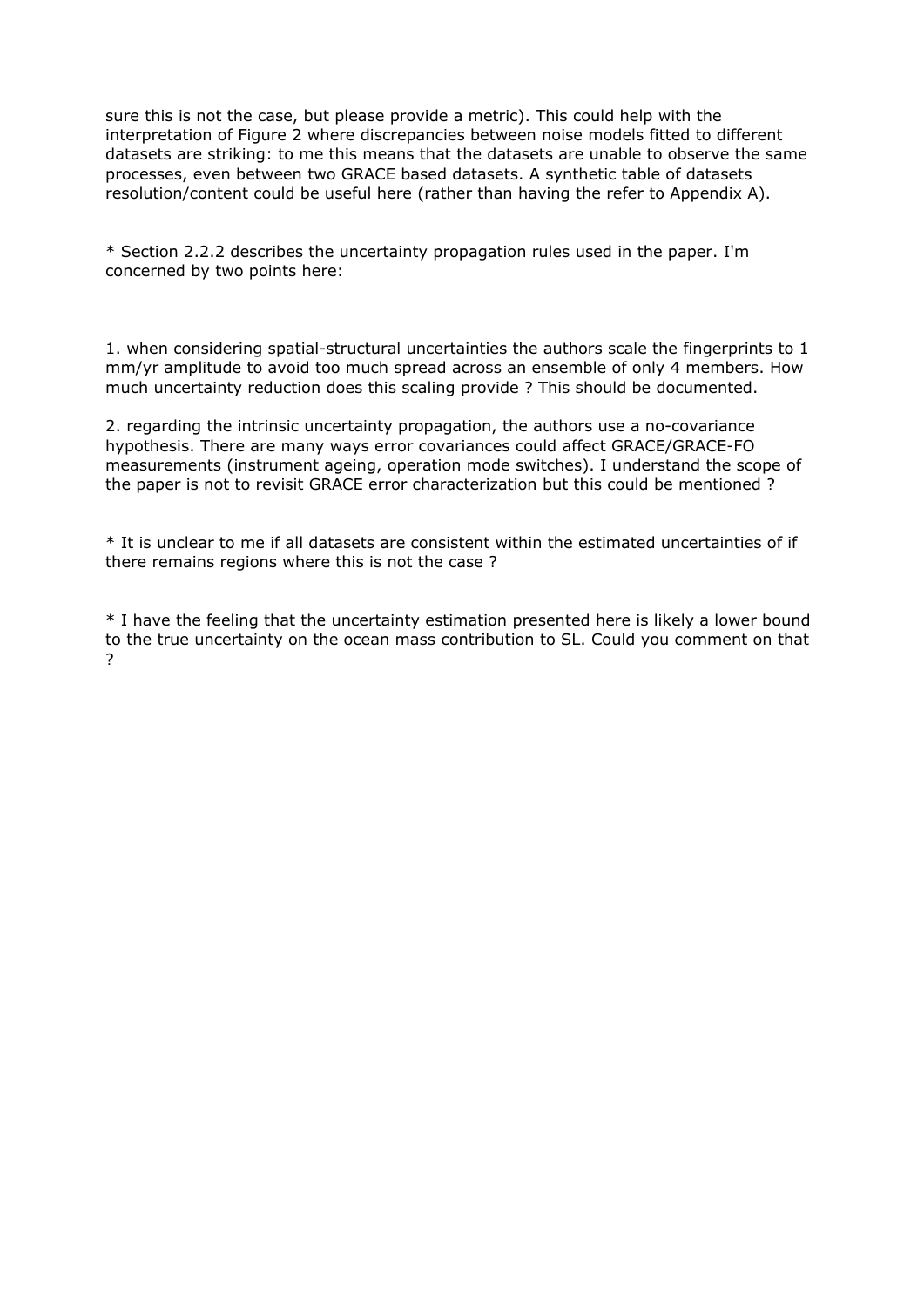sure this is not the case, but please provide a metric). This could help with the interpretation of Figure 2 where discrepancies between noise models fitted to different datasets are striking: to me this means that the datasets are unable to observe the same processes, even between two GRACE based datasets. A synthetic table of datasets resolution/content could be useful here (rather than having the refer to Appendix A).

* Section 2.2.2 describes the uncertainty propagation rules used in the paper. I'm concerned by two points here:

1. when considering spatial-structural uncertainties the authors scale the fingerprints to 1 mm/yr amplitude to avoid too much spread across an ensemble of only 4 members. How much uncertainty reduction does this scaling provide ? This should be documented.

2. regarding the intrinsic uncertainty propagation, the authors use a no-covariance hypothesis. There are many ways error covariances could affect GRACE/GRACE-FO measurements (instrument ageing, operation mode switches). I understand the scope of the paper is not to revisit GRACE error characterization but this could be mentioned ?

* It is unclear to me if all datasets are consistent within the estimated uncertainties of if there remains regions where this is not the case ?

* I have the feeling that the uncertainty estimation presented here is likely a lower bound to the true uncertainty on the ocean mass contribution to SL. Could you comment on that ?